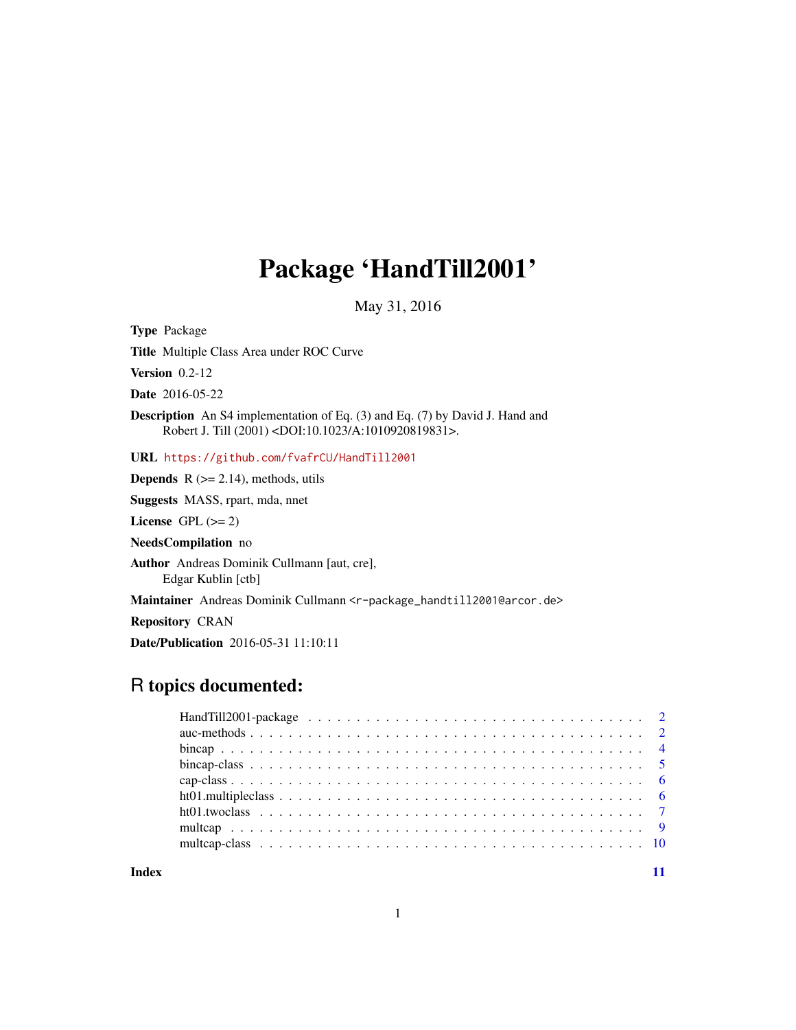# Package 'HandTill2001'

May 31, 2016

**Type** Package

**Title** Multiple Class Area under ROC Curve

**Version** 0.2-12

**Date** 2016-05-22

**Description** An S4 implementation of Eq. (3) and Eq. (7) by David J. Hand and Robert J. Till (2001) <DOI:10.1023/A:1010920819831>.

**URL** https://github.com/fvafrCU/HandTill2001

**Depends** R (>= 2.14), methods, utils

**Suggests** MASS, rpart, mda, nnet

**License** GPL (>= 2)

**NeedsCompilation** no

**Author** Andreas Dominik Cullmann [aut, cre], Edgar Kublin [ctb]

**Maintainer** Andreas Dominik Cullmann <r-package_handtill2001@arcor.de>

**Repository** CRAN

**Date/Publication** 2016-05-31 11:10:11

## R topics documented:

| | |
|---|---|
| HandTill2001-package | 2 |
| auc-methods | 2 |
| bincap | 4 |
| bincap-class | 5 |
| cap-class | 6 |
| ht01.multipleclass | 6 |
| ht01.twoclass | 7 |
| multcap | 9 |
| multcap-class | 10 |
| **Index** | **11** |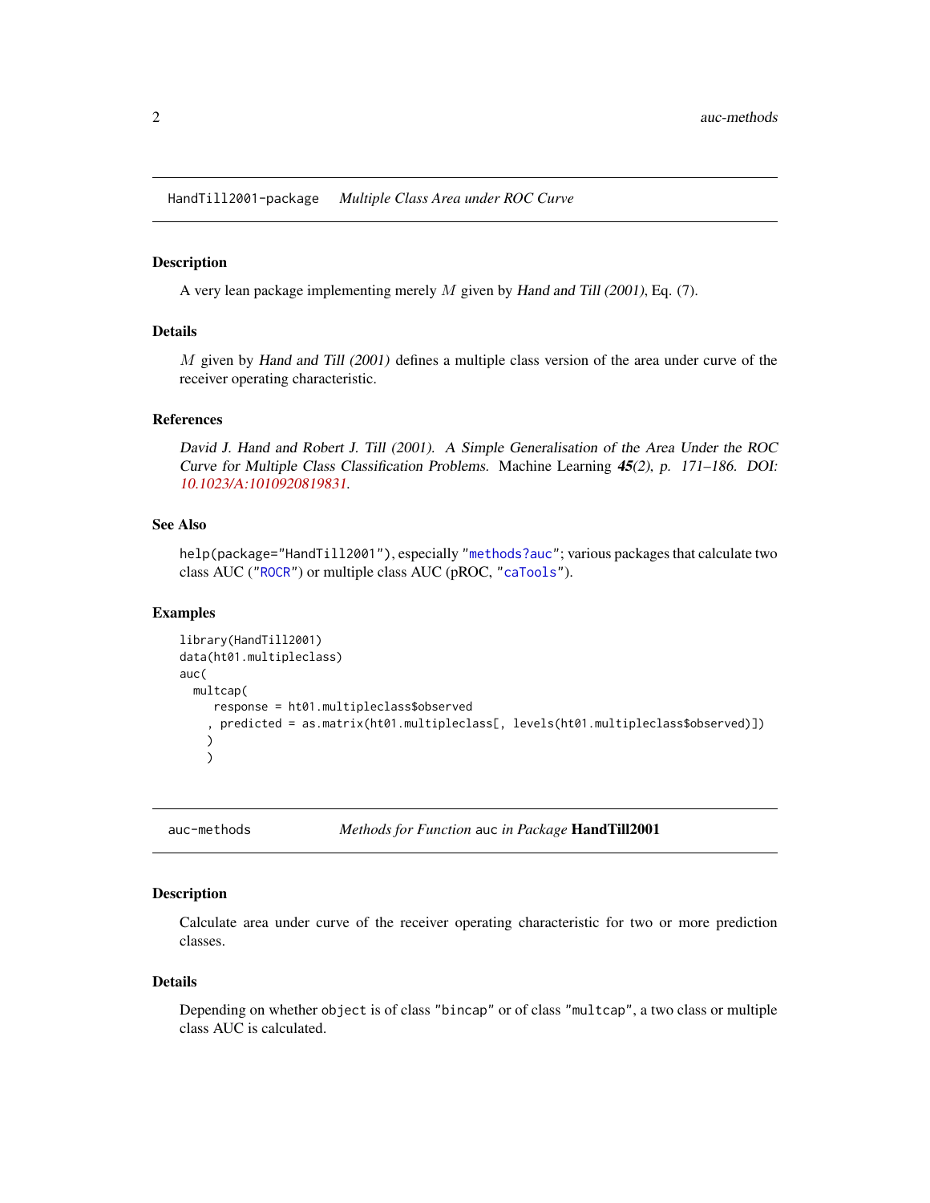## HandTill2001-package *Multiple Class Area under ROC Curve*

### Description

A very lean package implementing merely $M$ given by *Hand and Till (2001)*, Eq. (7).

### Details

$M$ given by *Hand and Till (2001)* defines a multiple class version of the area under curve of the receiver operating characteristic.

### References

*David J. Hand and Robert J. Till (2001). A Simple Generalisation of the Area Under the ROC Curve for Multiple Class Classification Problems.* Machine Learning ***45****(2), p. 171–186. DOI: 10.1023/A:1010920819831.*

### See Also

`help(package="HandTill2001")`, especially "`methods?auc`"; various packages that calculate two class AUC ("`ROCR`") or multiple class AUC (pROC, "`caTools`").

### Examples

```
library(HandTill2001)
data(ht01.multipleclass)
auc(
  multcap(
     response = ht01.multipleclass$observed
    , predicted = as.matrix(ht01.multipleclass[, levels(ht01.multipleclass$observed)])
    )
    )
```

## auc-methods *Methods for Function* `auc` *in Package* **HandTill2001**

### Description

Calculate area under curve of the receiver operating characteristic for two or more prediction classes.

### Details

Depending on whether `object` is of class `"bincap"` or of class `"multcap"`, a two class or multiple class AUC is calculated.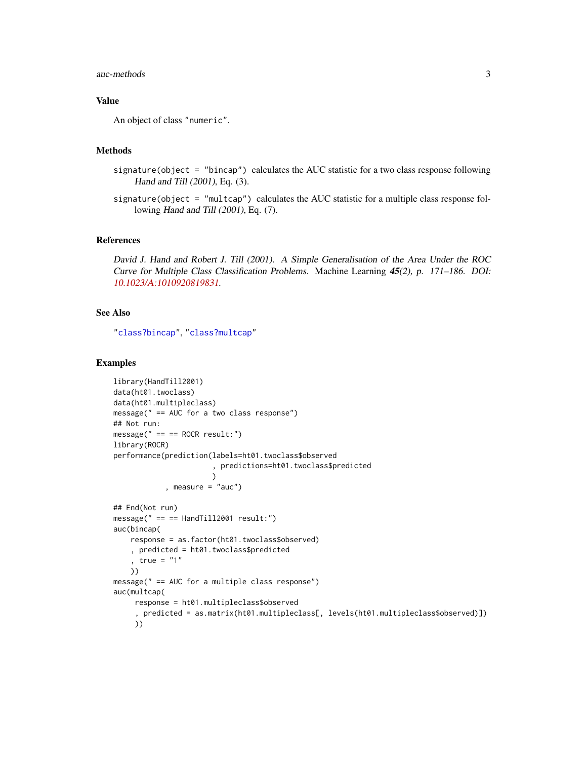## Value

An object of class "numeric".

## Methods

`signature(object = "bincap")` calculates the AUC statistic for a two class response following *Hand and Till (2001)*, Eq. (3).

`signature(object = "multcap")` calculates the AUC statistic for a multiple class response following *Hand and Till (2001)*, Eq. (7).

## References

*David J. Hand and Robert J. Till (2001). A Simple Generalisation of the Area Under the ROC Curve for Multiple Class Classification Problems.* Machine Learning ***45****(2), p. 171–186. DOI: 10.1023/A:1010920819831.*

## See Also

"class?bincap", "class?multcap"

## Examples

```
library(HandTill2001)
data(ht01.twoclass)
data(ht01.multipleclass)
message(" == AUC for a two class response")
## Not run:
message(" == == ROCR result:")
library(ROCR)
performance(prediction(labels=ht01.twoclass$observed
                       , predictions=ht01.twoclass$predicted
                       )
            , measure = "auc")

## End(Not run)
message(" == == HandTill2001 result:")
auc(bincap(
    response = as.factor(ht01.twoclass$observed)
    , predicted = ht01.twoclass$predicted
    , true = "1"
    ))
message(" == AUC for a multiple class response")
auc(multcap(
     response = ht01.multipleclass$observed
     , predicted = as.matrix(ht01.multipleclass[, levels(ht01.multipleclass$observed)])
     ))
```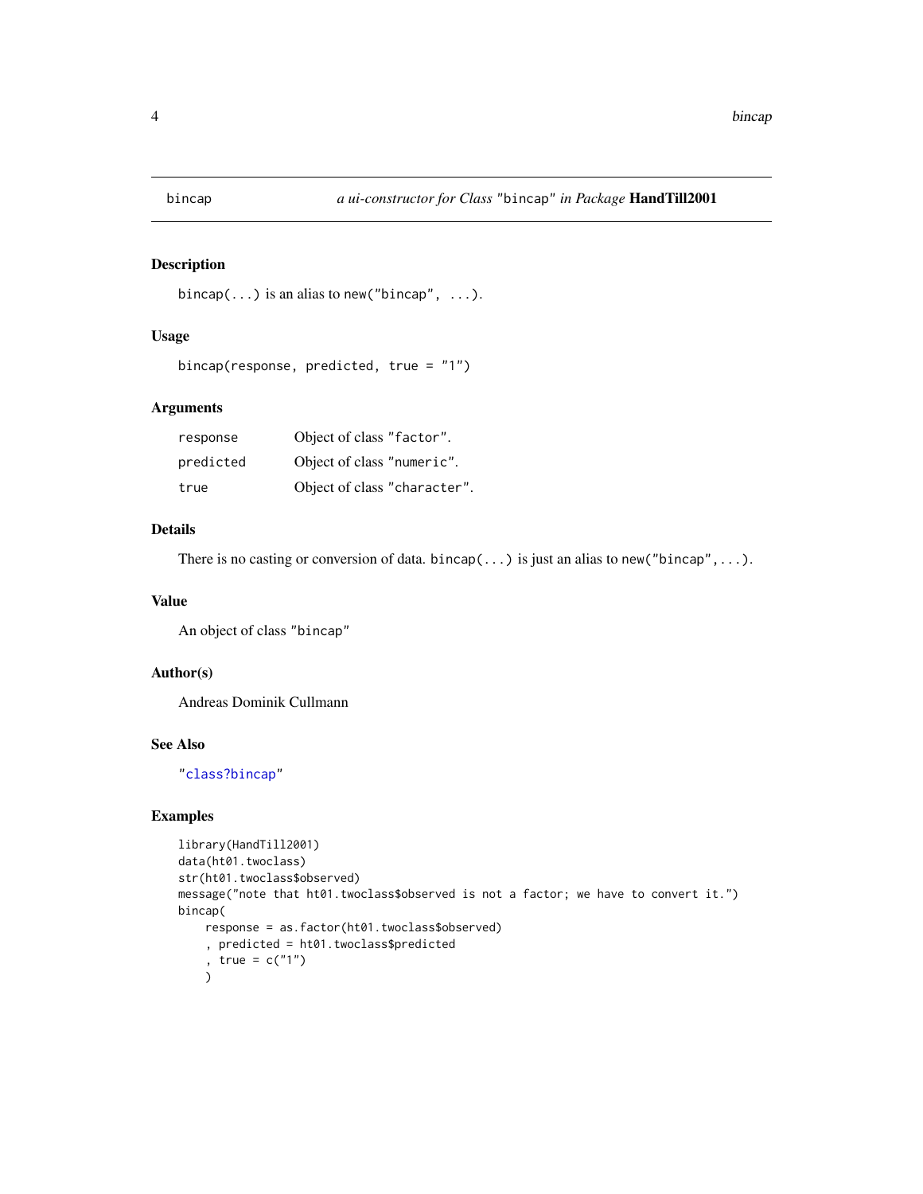# bincap — *a ui-constructor for Class "bincap" in Package* **HandTill2001**

## Description

`bincap(...)` is an alias to `new("bincap", ...)`.

## Usage

```
bincap(response, predicted, true = "1")
```

## Arguments

| | |
|---|---|
| `response` | Object of class "`factor`". |
| `predicted` | Object of class "`numeric`". |
| `true` | Object of class "`character`". |

## Details

There is no casting or conversion of data. `bincap(...)` is just an alias to `new("bincap",...)`.

## Value

An object of class "`bincap`"

## Author(s)

Andreas Dominik Cullmann

## See Also

"`class?bincap`"

## Examples

```
library(HandTill2001)
data(ht01.twoclass)
str(ht01.twoclass$observed)
message("note that ht01.twoclass$observed is not a factor; we have to convert it.")
bincap(
    response = as.factor(ht01.twoclass$observed)
    , predicted = ht01.twoclass$predicted
    , true = c("1")
    )
```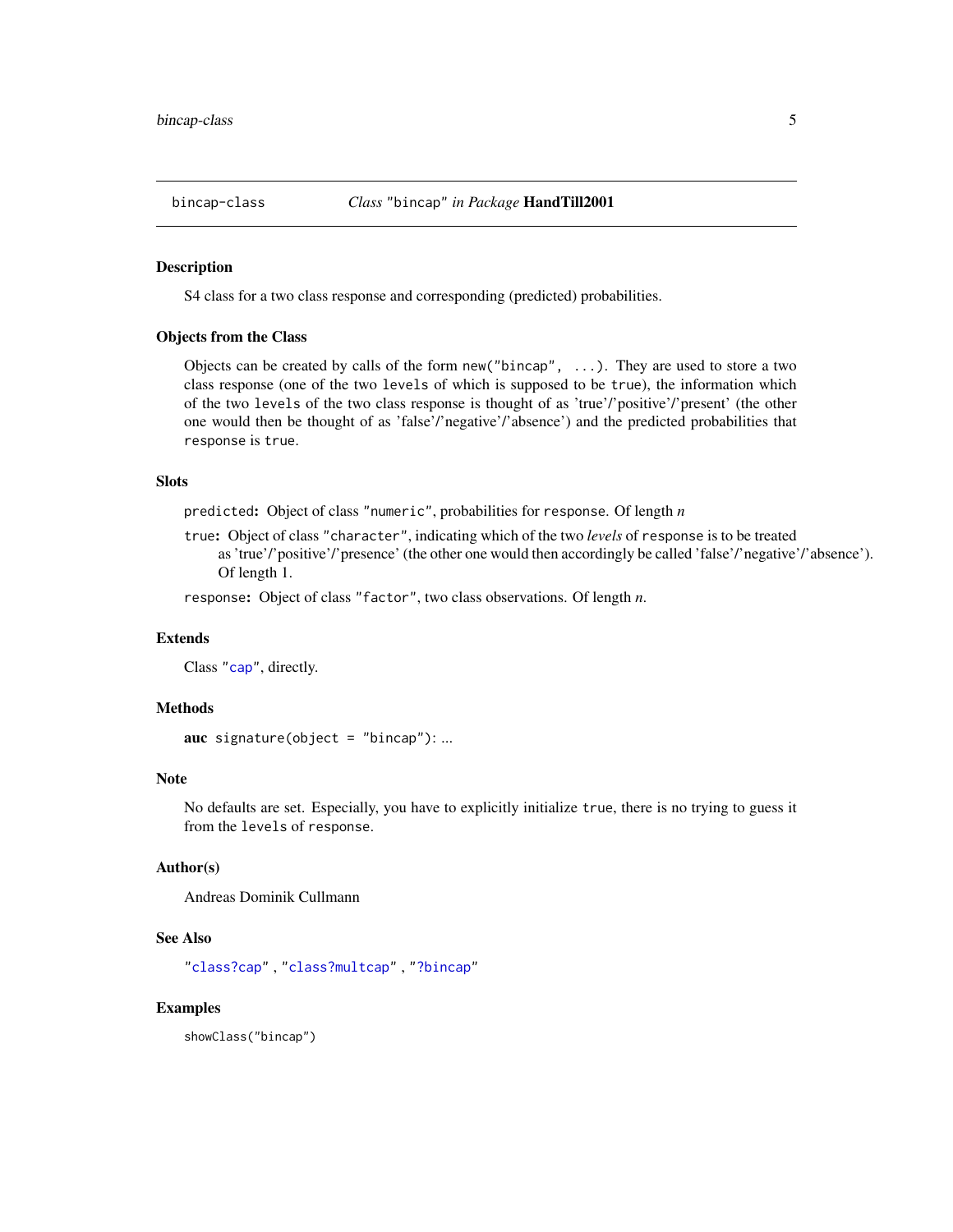bincap-class    *Class* "bincap" *in Package* **HandTill2001**

## Description

S4 class for a two class response and corresponding (predicted) probabilities.

## Objects from the Class

Objects can be created by calls of the form `new("bincap", ...)`. They are used to store a two class response (one of the two `levels` of which is supposed to be `true`), the information which of the two `levels` of the two class response is thought of as 'true'/'positive'/'present' (the other one would then be thought of as 'false'/'negative'/'absence') and the predicted probabilities that `response` is `true`.

## Slots

`predicted`**:** Object of class "`numeric`", probabilities for `response`. Of length *n*

`true`**:** Object of class "`character`", indicating which of the two *levels* of `response` is to be treated as 'true'/'positive'/'presence' (the other one would then accordingly be called 'false'/'negative'/'absence'). Of length 1.

`response`**:** Object of class "`factor`", two class observations. Of length *n*.

## Extends

Class "`cap`", directly.

## Methods

**auc** `signature(object = "bincap")`: ...

## Note

No defaults are set. Especially, you have to explicitly initialize `true`, there is no trying to guess it from the `levels` of `response`.

## Author(s)

Andreas Dominik Cullmann

## See Also

"`class?cap`" , "`class?multcap`" , "`?bincap`"

## Examples

```
showClass("bincap")
```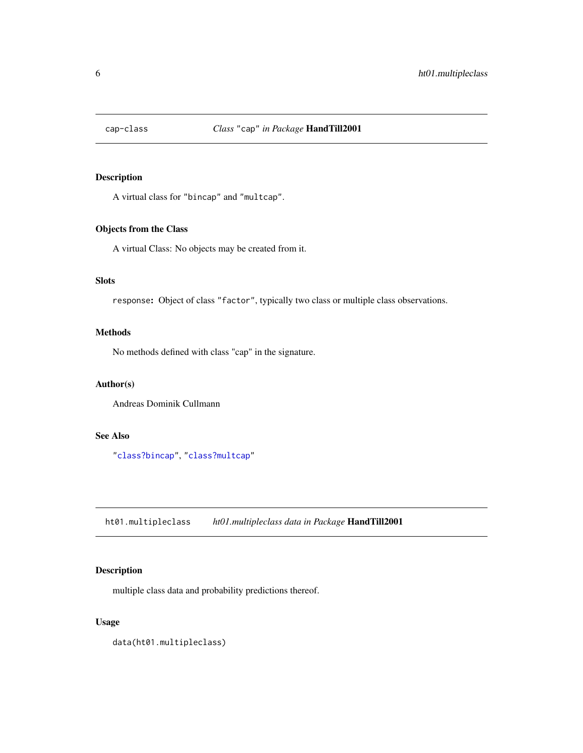## cap-class — *Class* "`cap`" *in Package* **HandTill2001**

### Description

A virtual class for "`bincap`" and "`multcap`".

### Objects from the Class

A virtual Class: No objects may be created from it.

### Slots

`response`**:** Object of class "`factor`", typically two class or multiple class observations.

### Methods

No methods defined with class "cap" in the signature.

### Author(s)

Andreas Dominik Cullmann

### See Also

"`class?bincap`", "`class?multcap`"

## ht01.multipleclass — *ht01.multipleclass data in Package* **HandTill2001**

### Description

multiple class data and probability predictions thereof.

### Usage

```
data(ht01.multipleclass)
```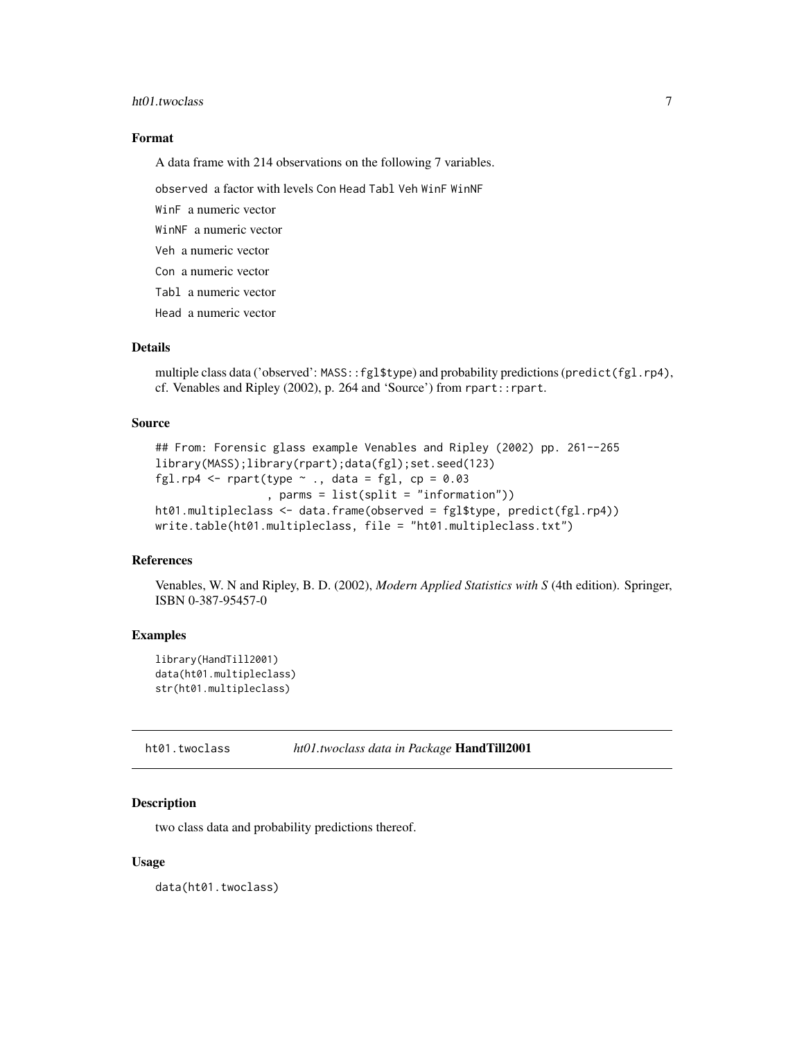### Format

A data frame with 214 observations on the following 7 variables.

`observed` a factor with levels `Con` `Head` `Tabl` `Veh` `WinF` `WinNF`

`WinF` a numeric vector

`WinNF` a numeric vector

`Veh` a numeric vector

`Con` a numeric vector

`Tabl` a numeric vector

`Head` a numeric vector

### Details

multiple class data ('observed': `MASS::fgl$type`) and probability predictions (`predict(fgl.rp4)`, cf. Venables and Ripley (2002), p. 264 and 'Source') from `rpart::rpart`.

### Source

```
## From: Forensic glass example Venables and Ripley (2002) pp. 261--265
library(MASS);library(rpart);data(fgl);set.seed(123)
fgl.rp4 <- rpart(type ~ ., data = fgl, cp = 0.03
                 , parms = list(split = "information"))
ht01.multipleclass <- data.frame(observed = fgl$type, predict(fgl.rp4))
write.table(ht01.multipleclass, file = "ht01.multipleclass.txt")
```

### References

Venables, W. N and Ripley, B. D. (2002), *Modern Applied Statistics with S* (4th edition). Springer, ISBN 0-387-95457-0

### Examples

```
library(HandTill2001)
data(ht01.multipleclass)
str(ht01.multipleclass)
```

---

## ht01.twoclass &nbsp;&nbsp;&nbsp; *ht01.twoclass data in Package* **HandTill2001**

### Description

two class data and probability predictions thereof.

### Usage

```
data(ht01.twoclass)
```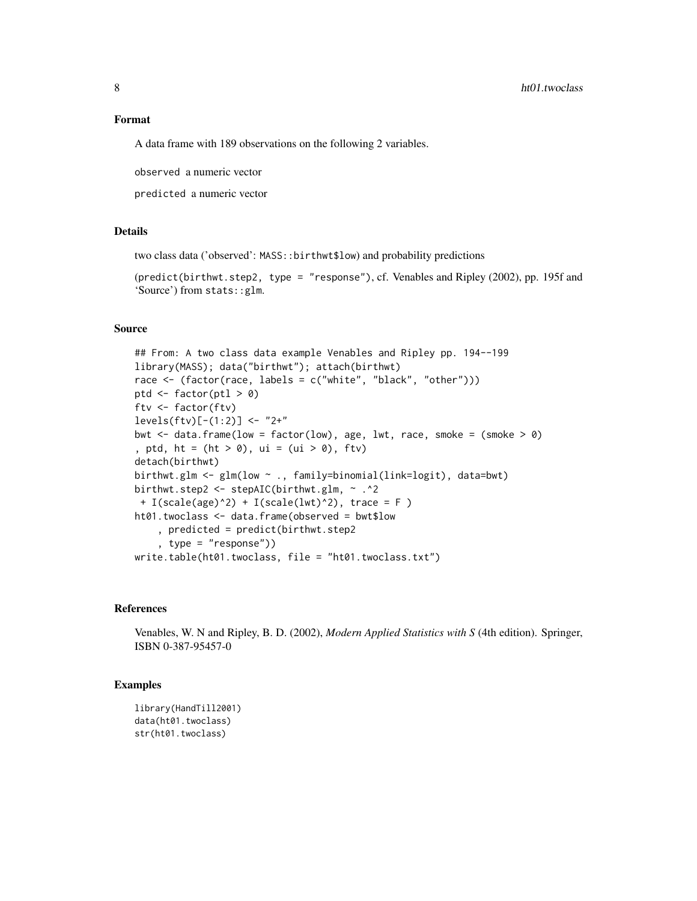### Format

A data frame with 189 observations on the following 2 variables.

`observed` a numeric vector

`predicted` a numeric vector

### Details

two class data ('observed': `MASS::birthwt$low`) and probability predictions

(`predict(birthwt.step2, type = "response")`, cf. Venables and Ripley (2002), pp. 195f and 'Source') from `stats::glm`.

### Source

```
## From: A two class data example Venables and Ripley pp. 194--199
library(MASS); data("birthwt"); attach(birthwt)
race <- (factor(race, labels = c("white", "black", "other")))
ptd <- factor(ptl > 0)
ftv <- factor(ftv)
levels(ftv)[-(1:2)] <- "2+"
bwt <- data.frame(low = factor(low), age, lwt, race, smoke = (smoke > 0)
, ptd, ht = (ht > 0), ui = (ui > 0), ftv)
detach(birthwt)
birthwt.glm <- glm(low ~ ., family=binomial(link=logit), data=bwt)
birthwt.step2 <- stepAIC(birthwt.glm, ~ .^2
 + I(scale(age)^2) + I(scale(lwt)^2), trace = F )
ht01.twoclass <- data.frame(observed = bwt$low
    , predicted = predict(birthwt.step2
    , type = "response"))
write.table(ht01.twoclass, file = "ht01.twoclass.txt")
```

### References

Venables, W. N and Ripley, B. D. (2002), *Modern Applied Statistics with S* (4th edition). Springer, ISBN 0-387-95457-0

### Examples

```
library(HandTill2001)
data(ht01.twoclass)
str(ht01.twoclass)
```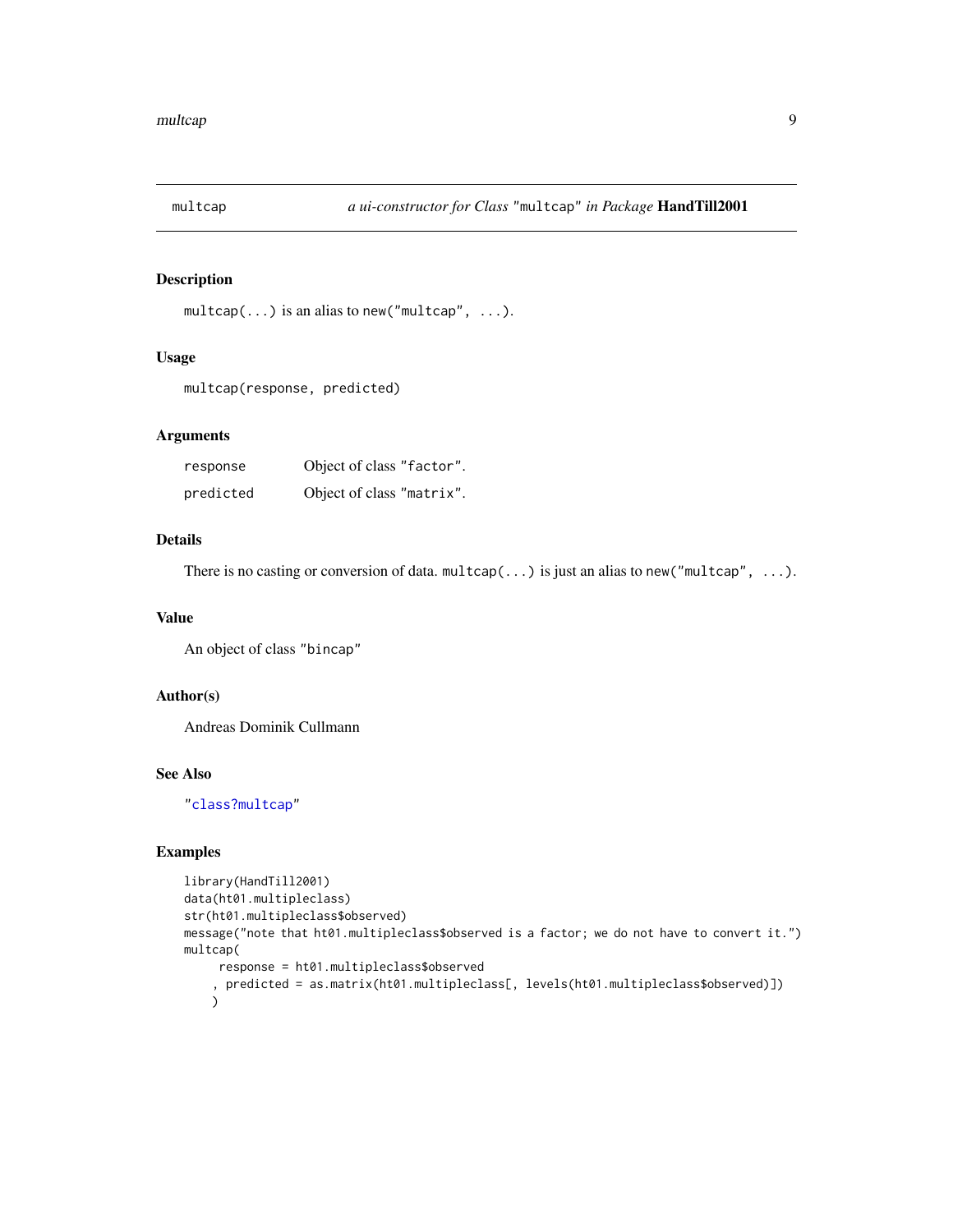multcap    *a ui-constructor for Class* "multcap" *in Package* **HandTill2001**

## Description

`multcap(...)` is an alias to `new("multcap", ...)`.

## Usage

```
multcap(response, predicted)
```

## Arguments

| | |
|---|---|
| `response` | Object of class "factor". |
| `predicted` | Object of class "matrix". |

## Details

There is no casting or conversion of data. `multcap(...)` is just an alias to `new("multcap", ...)`.

## Value

An object of class "bincap"

## Author(s)

Andreas Dominik Cullmann

## See Also

"class?multcap"

## Examples

```
library(HandTill2001)
data(ht01.multipleclass)
str(ht01.multipleclass$observed)
message("note that ht01.multipleclass$observed is a factor; we do not have to convert it.")
multcap(
     response = ht01.multipleclass$observed
    , predicted = as.matrix(ht01.multipleclass[, levels(ht01.multipleclass$observed)])
    )
```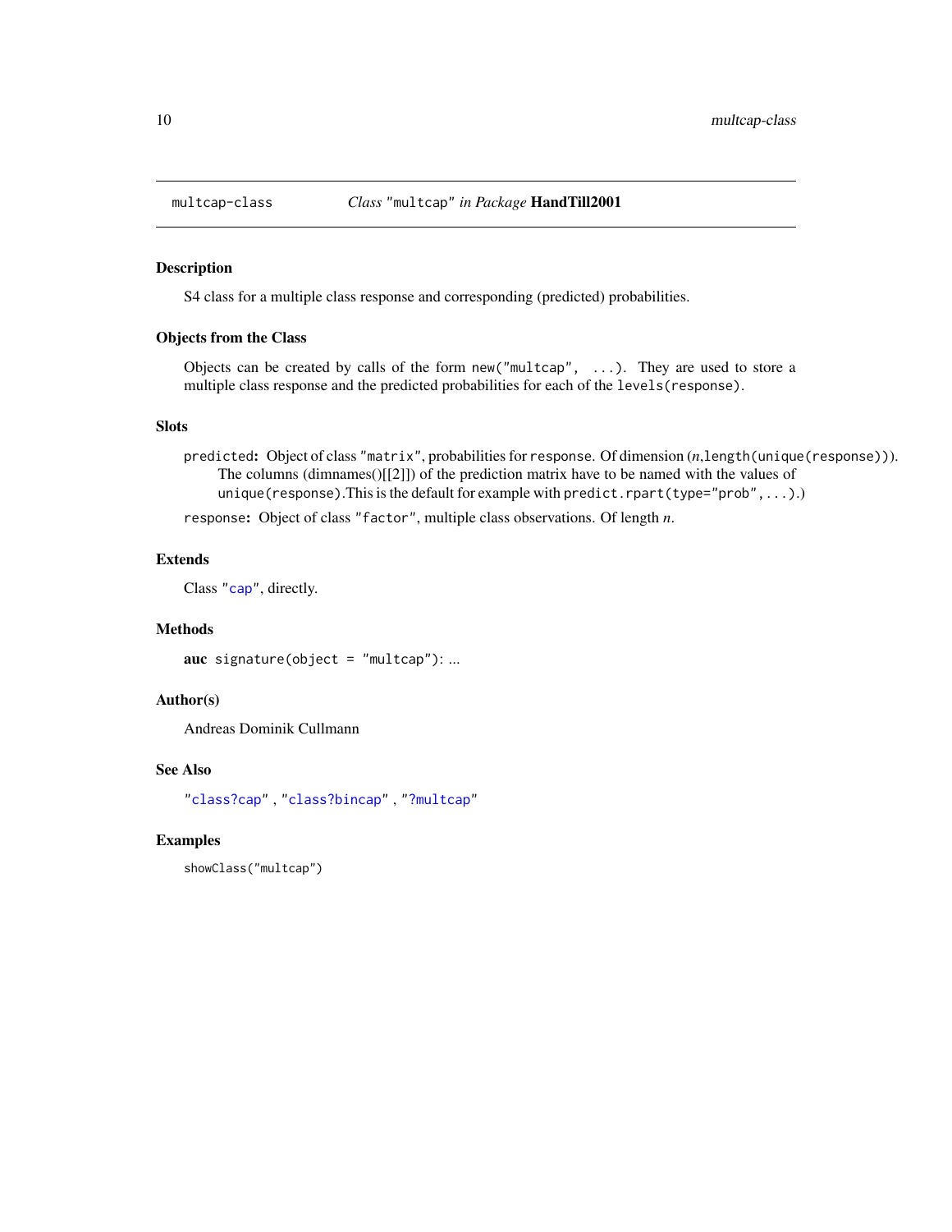# multcap-class — *Class* "multcap" *in Package* **HandTill2001**

## Description

S4 class for a multiple class response and corresponding (predicted) probabilities.

## Objects from the Class

Objects can be created by calls of the form `new("multcap", ...)`. They are used to store a multiple class response and the predicted probabilities for each of the `levels(response)`.

## Slots

`predicted`: Object of class `"matrix"`, probabilities for `response`. Of dimension ($n$,`length(unique(response))`). The columns (dimnames()[[2]]) of the prediction matrix have to be named with the values of `unique(response)`.This is the default for example with `predict.rpart(type="prob",...)`.)

`response`: Object of class `"factor"`, multiple class observations. Of length $n$.

## Extends

Class `"cap"`, directly.

## Methods

**auc** `signature(object = "multcap")`: ...

## Author(s)

Andreas Dominik Cullmann

## See Also

`"class?cap"` , `"class?bincap"` , `"?multcap"`

## Examples

```
showClass("multcap")
```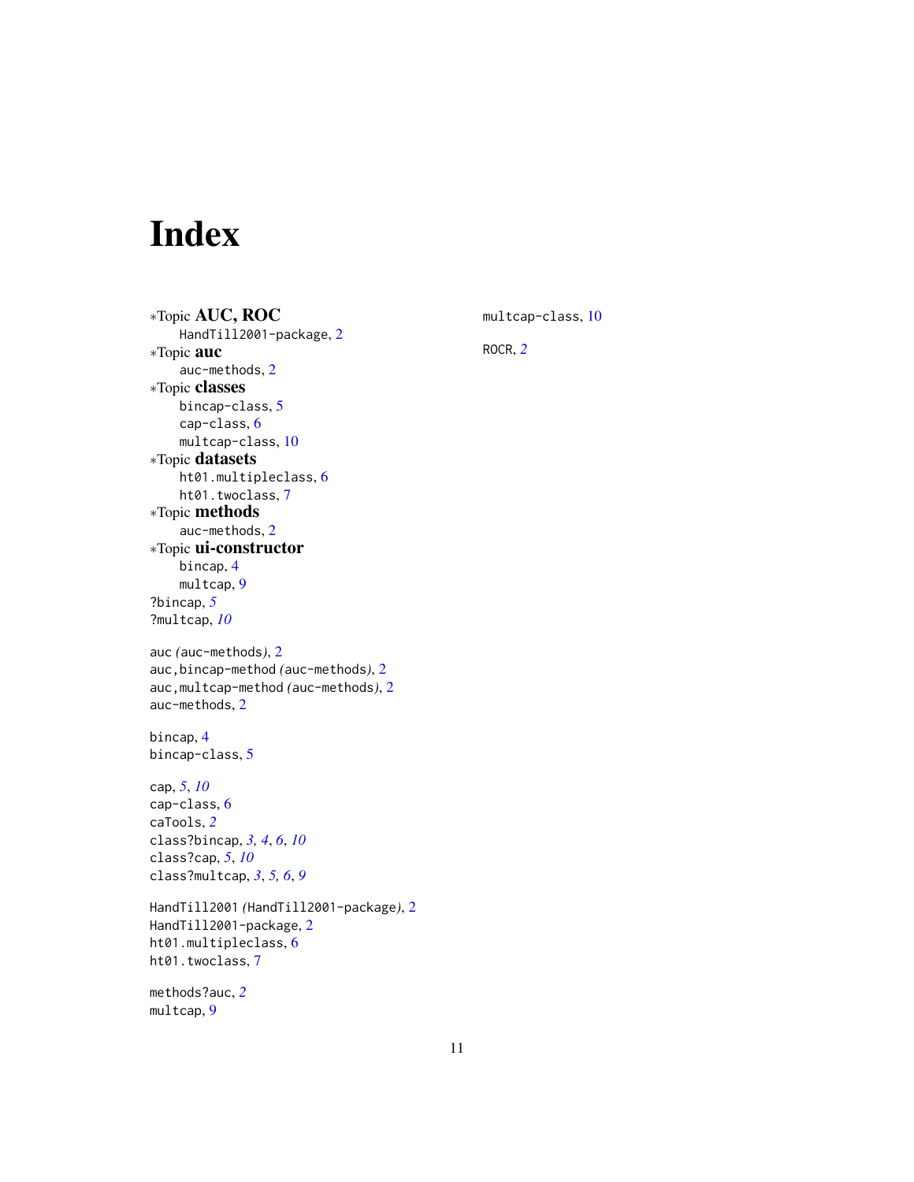# Index

∗Topic **AUC, ROC**
  HandTill2001-package, 2
∗Topic **auc**
  auc-methods, 2
∗Topic **classes**
  bincap-class, 5
  cap-class, 6
  multcap-class, 10
∗Topic **datasets**
  ht01.multipleclass, 6
  ht01.twoclass, 7
∗Topic **methods**
  auc-methods, 2
∗Topic **ui-constructor**
  bincap, 4
  multcap, 9
?bincap, *5*
?multcap, *10*

auc *(*auc-methods*)*, 2
auc,bincap-method *(*auc-methods*)*, 2
auc,multcap-method *(*auc-methods*)*, 2
auc-methods, 2

bincap, 4
bincap-class, 5

cap, *5*, *10*
cap-class, 6
caTools, *2*
class?bincap, *3, 4*, *6*, *10*
class?cap, *5*, *10*
class?multcap, *3*, *5, 6*, *9*

HandTill2001 *(*HandTill2001-package*)*, 2
HandTill2001-package, 2
ht01.multipleclass, 6
ht01.twoclass, 7

methods?auc, *2*
multcap, 9
multcap-class, 10

ROCR, *2*